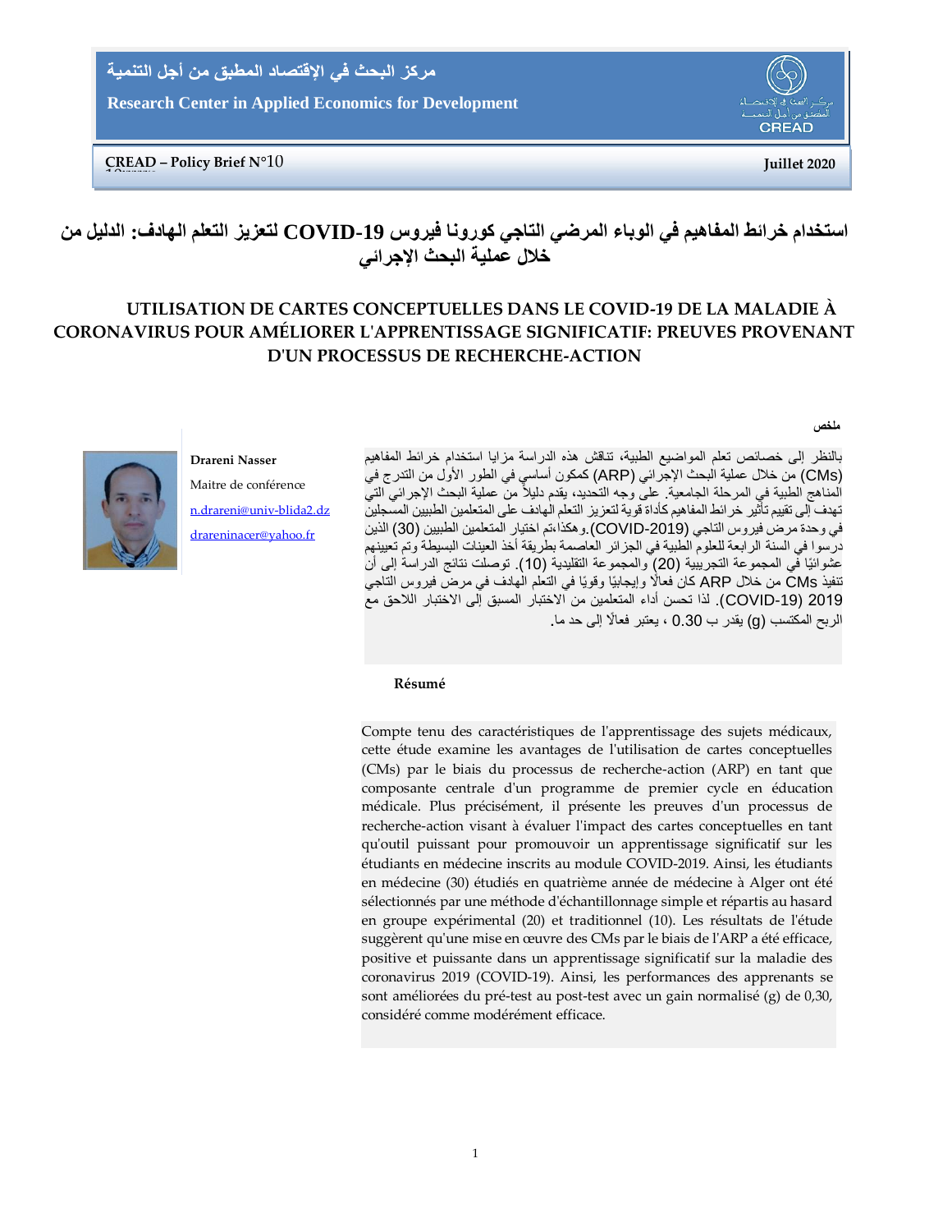مركز البحث في الإقتصاد المطبق من أجل التنمية

Research Center in Applied Economics for Development

**CREAD – Policy Brief N°10** — **Juillet 2020**

# استخدام خرائط المفاهيم في الوباء المرضي التاجي كورونا فيروس COVID-19 لتعزيز التعلم الهادف: الدليل من خلال عملية البحث الإجرائي

# UTILISATION DE CARTES CONCEPTUELLES DANS LE COVID-19 DE LA MALADIE À CORONAVIRUS POUR AMÉLIORER L'APPRENTISSAGE SIGNIFICATIF: PREUVES PROVENANT D'UN PROCESSUS DE RECHERCHE-ACTION

**Drareni Nasser**

Maitre de conférence

n.drareni@univ-blida2.dz

drareninacer@yahoo.fr

**ملخص**

بالنظر إلى خصائص تعلم المواضيع الطبية، تناقش هذه الدراسة مزايا استخدام خرائط المفاهيم (CMs) من خلال عملية البحث الإجرائي (ARP) كمكون أساسي في الطور الأول من التدرج في المناهج الطبية في المرحلة الجامعية. على وجه التحديد، يقدم دليلاً من عملية البحث الإجرائي التي تهدف إلى تقييم تأثير خرائط المفاهيم كأداة قوية لتعزيز التعلم الهادف على المتعلمين الطبيين المسجلين في وحدة مرض فيروس التاجي (COVID-2019).وهكذا،تم اختيار المتعلمين الطبيين (30) الذين درسوا في السنة الرابعة للعلوم الطبية في الجزائر العاصمة بطريقة أخذ العينات البسيطة وتم تعيينهم عشوائيًا في المجموعة التجريبية (20) والمجموعة التقليدية (10). توصلت نتائج الدراسة إلى أن تنفيذ CMs من خلال ARP كان فعالًا وإيجابيًا وقويًا في التعلم الهادف في مرض فيروس التاجي 2019 (COVID-19). لذا تحسن أداء المتعلمين من الاختبار المسبق إلى الاختبار اللاحق مع الربح المكتسب (g) يقدر ب 0.30 ، يعتبر فعالًا إلى حد ما.

**Résumé**

Compte tenu des caractéristiques de l'apprentissage des sujets médicaux, cette étude examine les avantages de l'utilisation de cartes conceptuelles (CMs) par le biais du processus de recherche-action (ARP) en tant que composante centrale d'un programme de premier cycle en éducation médicale. Plus précisément, il présente les preuves d'un processus de recherche-action visant à évaluer l'impact des cartes conceptuelles en tant qu'outil puissant pour promouvoir un apprentissage significatif sur les étudiants en médecine inscrits au module COVID-2019. Ainsi, les étudiants en médecine (30) étudiés en quatrième année de médecine à Alger ont été sélectionnés par une méthode d'échantillonnage simple et répartis au hasard en groupe expérimental (20) et traditionnel (10). Les résultats de l'étude suggèrent qu'une mise en œuvre des CMs par le biais de l'ARP a été efficace, positive et puissante dans un apprentissage significatif sur la maladie des coronavirus 2019 (COVID-19). Ainsi, les performances des apprenants se sont améliorées du pré-test au post-test avec un gain normalisé (g) de 0,30, considéré comme modérément efficace.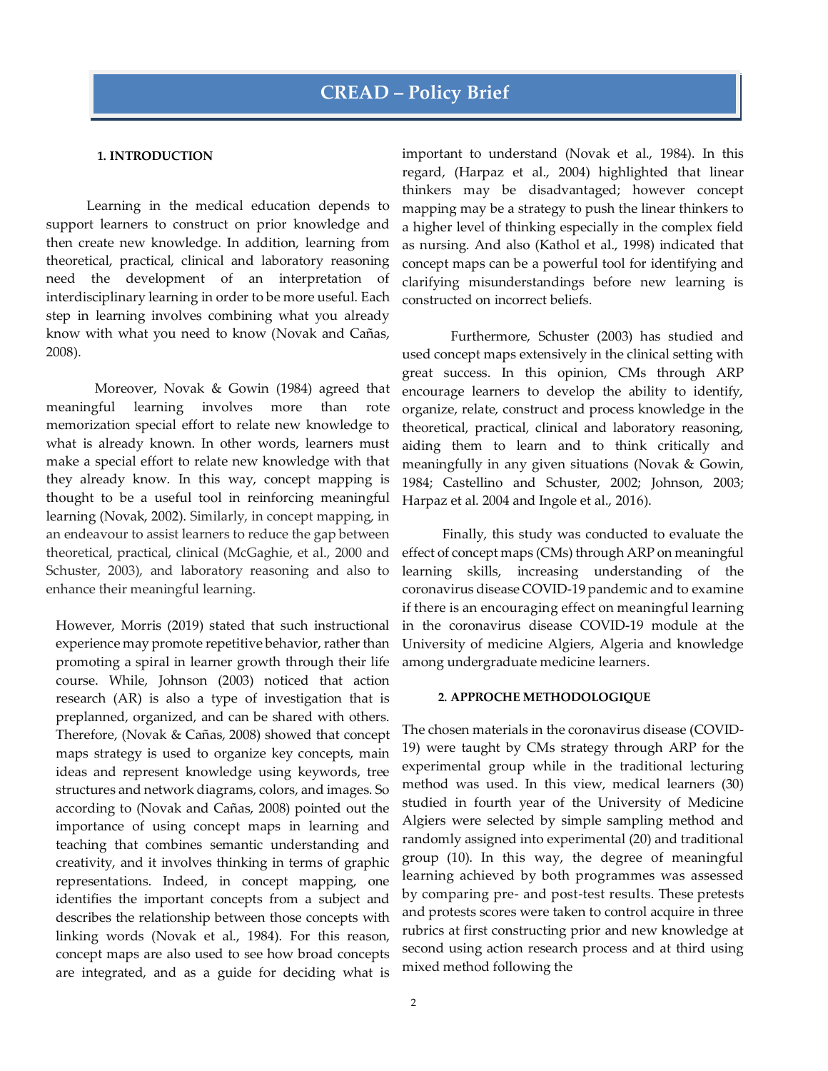# CREAD – Policy Brief

## 1. INTRODUCTION

Learning in the medical education depends to support learners to construct on prior knowledge and then create new knowledge. In addition, learning from theoretical, practical, clinical and laboratory reasoning need the development of an interpretation of interdisciplinary learning in order to be more useful. Each step in learning involves combining what you already know with what you need to know (Novak and Cañas, 2008).

Moreover, Novak & Gowin (1984) agreed that meaningful learning involves more than rote memorization special effort to relate new knowledge to what is already known. In other words, learners must make a special effort to relate new knowledge with that they already know. In this way, concept mapping is thought to be a useful tool in reinforcing meaningful learning (Novak, 2002). Similarly, in concept mapping, in an endeavour to assist learners to reduce the gap between theoretical, practical, clinical (McGaghie, et al., 2000 and Schuster, 2003), and laboratory reasoning and also to enhance their meaningful learning.

However, Morris (2019) stated that such instructional experience may promote repetitive behavior, rather than promoting a spiral in learner growth through their life course. While, Johnson (2003) noticed that action research (AR) is also a type of investigation that is preplanned, organized, and can be shared with others. Therefore, (Novak & Cañas, 2008) showed that concept maps strategy is used to organize key concepts, main ideas and represent knowledge using keywords, tree structures and network diagrams, colors, and images. So according to (Novak and Cañas, 2008) pointed out the importance of using concept maps in learning and teaching that combines semantic understanding and creativity, and it involves thinking in terms of graphic representations. Indeed, in concept mapping, one identifies the important concepts from a subject and describes the relationship between those concepts with linking words (Novak et al., 1984). For this reason, concept maps are also used to see how broad concepts are integrated, and as a guide for deciding what is important to understand (Novak et al., 1984). In this regard, (Harpaz et al., 2004) highlighted that linear thinkers may be disadvantaged; however concept mapping may be a strategy to push the linear thinkers to a higher level of thinking especially in the complex field as nursing. And also (Kathol et al., 1998) indicated that concept maps can be a powerful tool for identifying and clarifying misunderstandings before new learning is constructed on incorrect beliefs.

Furthermore, Schuster (2003) has studied and used concept maps extensively in the clinical setting with great success. In this opinion, CMs through ARP encourage learners to develop the ability to identify, organize, relate, construct and process knowledge in the theoretical, practical, clinical and laboratory reasoning, aiding them to learn and to think critically and meaningfully in any given situations (Novak & Gowin, 1984; Castellino and Schuster, 2002; Johnson, 2003; Harpaz et al. 2004 and Ingole et al., 2016).

Finally, this study was conducted to evaluate the effect of concept maps (CMs) through ARP on meaningful learning skills, increasing understanding of the coronavirus disease COVID-19 pandemic and to examine if there is an encouraging effect on meaningful learning in the coronavirus disease COVID-19 module at the University of medicine Algiers, Algeria and knowledge among undergraduate medicine learners.

## 2. APPROCHE METHODOLOGIQUE

The chosen materials in the coronavirus disease (COVID-19) were taught by CMs strategy through ARP for the experimental group while in the traditional lecturing method was used. In this view, medical learners (30) studied in fourth year of the University of Medicine Algiers were selected by simple sampling method and randomly assigned into experimental (20) and traditional group (10). In this way, the degree of meaningful learning achieved by both programmes was assessed by comparing pre- and post-test results. These pretests and protests scores were taken to control acquire in three rubrics at first constructing prior and new knowledge at second using action research process and at third using mixed method following the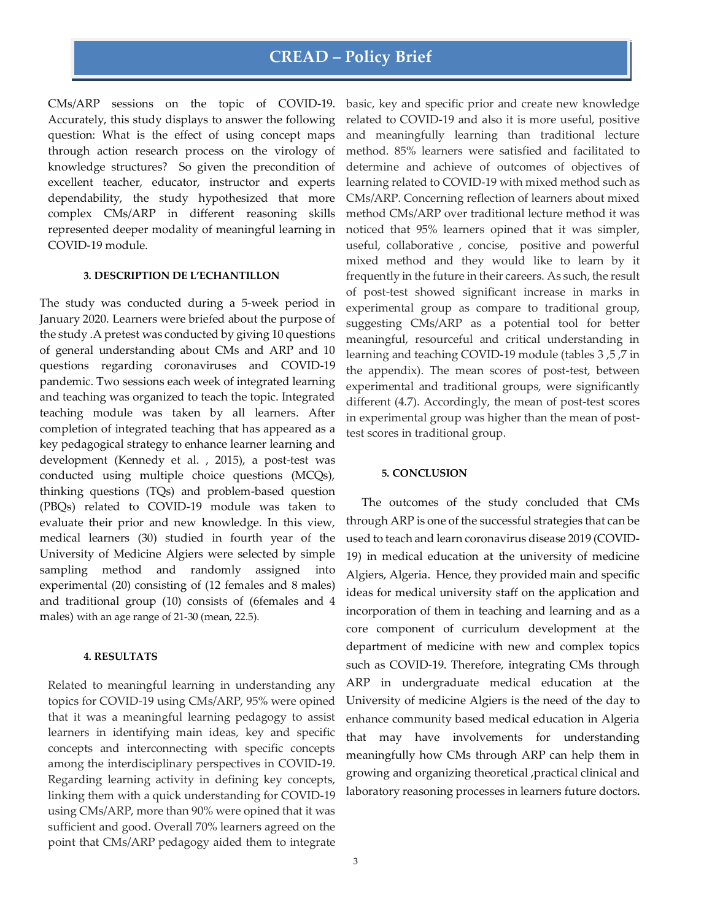CMs/ARP sessions on the topic of COVID-19. Accurately, this study displays to answer the following question: What is the effect of using concept maps through action research process on the virology of knowledge structures? So given the precondition of excellent teacher, educator, instructor and experts dependability, the study hypothesized that more complex CMs/ARP in different reasoning skills represented deeper modality of meaningful learning in COVID-19 module.

#### 3. DESCRIPTION DE L'ECHANTILLON

The study was conducted during a 5-week period in January 2020. Learners were briefed about the purpose of the study .A pretest was conducted by giving 10 questions of general understanding about CMs and ARP and 10 questions regarding coronaviruses and COVID-19 pandemic. Two sessions each week of integrated learning and teaching was organized to teach the topic. Integrated teaching module was taken by all learners. After completion of integrated teaching that has appeared as a key pedagogical strategy to enhance learner learning and development (Kennedy et al. , 2015), a post-test was conducted using multiple choice questions (MCQs), thinking questions (TQs) and problem-based question (PBQs) related to COVID-19 module was taken to evaluate their prior and new knowledge. In this view, medical learners (30) studied in fourth year of the University of Medicine Algiers were selected by simple sampling method and randomly assigned into experimental (20) consisting of (12 females and 8 males) and traditional group (10) consists of (6females and 4 males) with an age range of 21-30 (mean, 22.5).

#### 4. RESULTATS

Related to meaningful learning in understanding any topics for COVID-19 using CMs/ARP, 95% were opined that it was a meaningful learning pedagogy to assist learners in identifying main ideas, key and specific concepts and interconnecting with specific concepts among the interdisciplinary perspectives in COVID-19. Regarding learning activity in defining key concepts, linking them with a quick understanding for COVID-19 using CMs/ARP, more than 90% were opined that it was sufficient and good. Overall 70% learners agreed on the point that CMs/ARP pedagogy aided them to integrate basic, key and specific prior and create new knowledge related to COVID-19 and also it is more useful, positive and meaningfully learning than traditional lecture method. 85% learners were satisfied and facilitated to determine and achieve of outcomes of objectives of learning related to COVID-19 with mixed method such as CMs/ARP. Concerning reflection of learners about mixed method CMs/ARP over traditional lecture method it was noticed that 95% learners opined that it was simpler, useful, collaborative , concise, positive and powerful mixed method and they would like to learn by it frequently in the future in their careers. As such, the result of post-test showed significant increase in marks in experimental group as compare to traditional group, suggesting CMs/ARP as a potential tool for better meaningful, resourceful and critical understanding in learning and teaching COVID-19 module (tables 3 ,5 ,7 in the appendix). The mean scores of post-test, between experimental and traditional groups, were significantly different (4.7). Accordingly, the mean of post-test scores in experimental group was higher than the mean of post-test scores in traditional group.

#### 5. CONCLUSION

The outcomes of the study concluded that CMs through ARP is one of the successful strategies that can be used to teach and learn coronavirus disease 2019 (COVID-19) in medical education at the university of medicine Algiers, Algeria. Hence, they provided main and specific ideas for medical university staff on the application and incorporation of them in teaching and learning and as a core component of curriculum development at the department of medicine with new and complex topics such as COVID-19. Therefore, integrating CMs through ARP in undergraduate medical education at the University of medicine Algiers is the need of the day to enhance community based medical education in Algeria that may have involvements for understanding meaningfully how CMs through ARP can help them in growing and organizing theoretical ,practical clinical and laboratory reasoning processes in learners future doctors.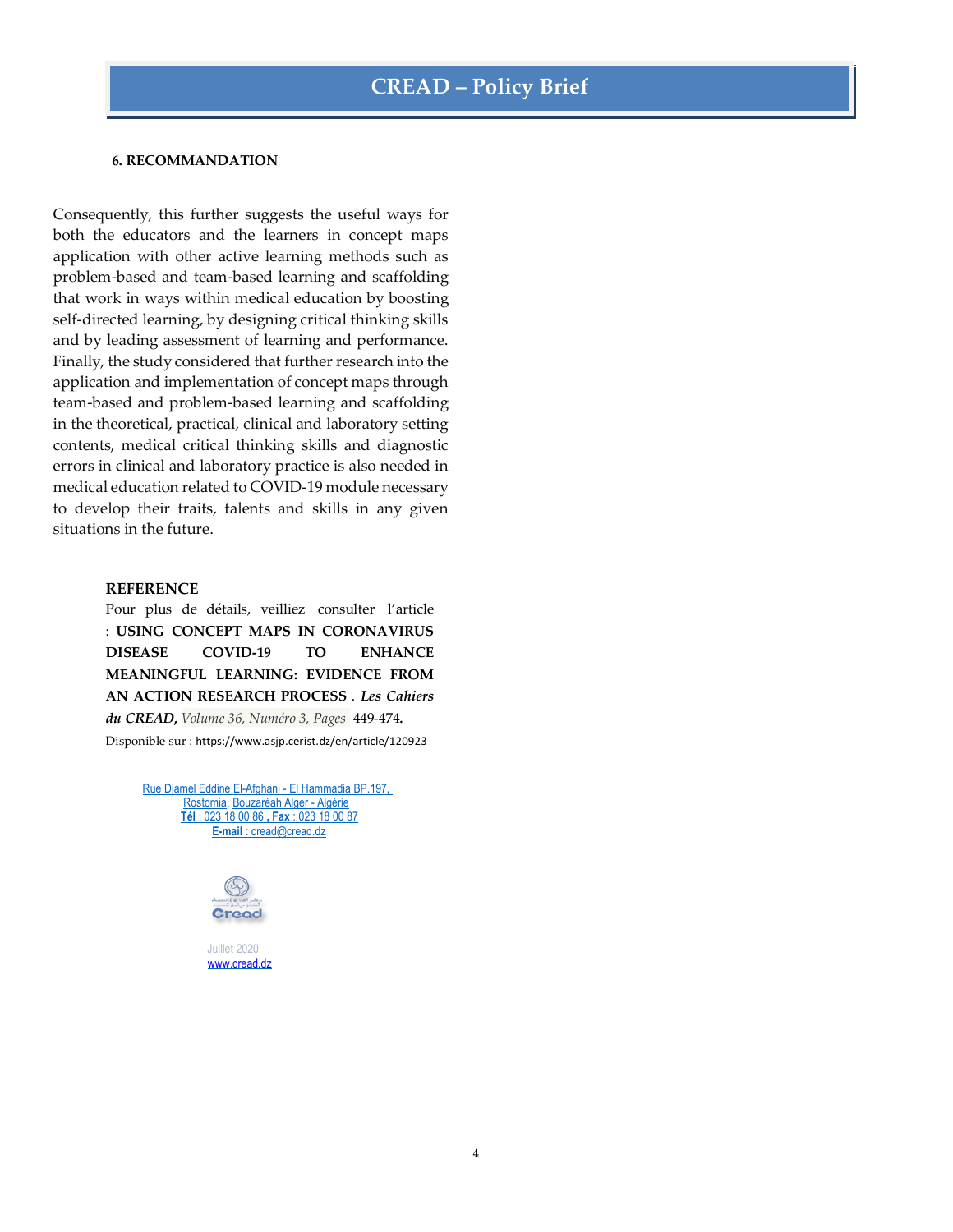### 6. RECOMMANDATION

Consequently, this further suggests the useful ways for both the educators and the learners in concept maps application with other active learning methods such as problem-based and team-based learning and scaffolding that work in ways within medical education by boosting self-directed learning, by designing critical thinking skills and by leading assessment of learning and performance. Finally, the study considered that further research into the application and implementation of concept maps through team-based and problem-based learning and scaffolding in the theoretical, practical, clinical and laboratory setting contents, medical critical thinking skills and diagnostic errors in clinical and laboratory practice is also needed in medical education related to COVID-19 module necessary to develop their traits, talents and skills in any given situations in the future.

### REFERENCE

Pour plus de détails, veilliez consulter l'article : **USING CONCEPT MAPS IN CORONAVIRUS DISEASE COVID-19 TO ENHANCE MEANINGFUL LEARNING: EVIDENCE FROM AN ACTION RESEARCH PROCESS** . ***Les Cahiers du CREAD,*** *Volume 36, Numéro 3, Pages* 449-474**.**

Disponible sur : https://www.asjp.cerist.dz/en/article/120923

Rue Djamel Eddine El-Afghani - El Hammadia BP.197,
Rostomia, Bouzaréah Alger - Algérie
**Tél** : 023 18 00 86 **, Fax** : 023 18 00 87
**E-mail** : cread@cread.dz

Cread

Juillet 2020
www.cread.dz